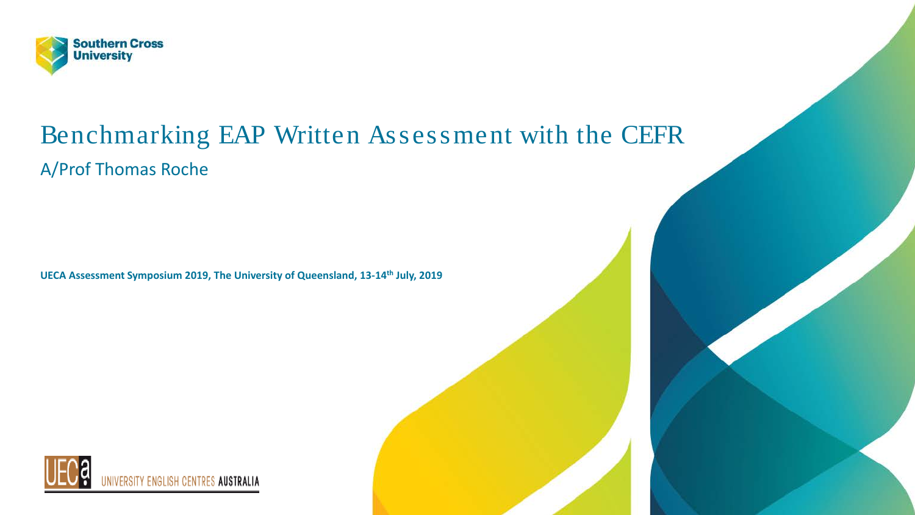Southern Cross University

# Benchmarking EAP Written Assessment with the CEFR

A/Prof Thomas Roche

**UECA Assessment Symposium 2019, The University of Queensland, 13-14th July, 2019**

UECA UNIVERSITY ENGLISH CENTRES AUSTRALIA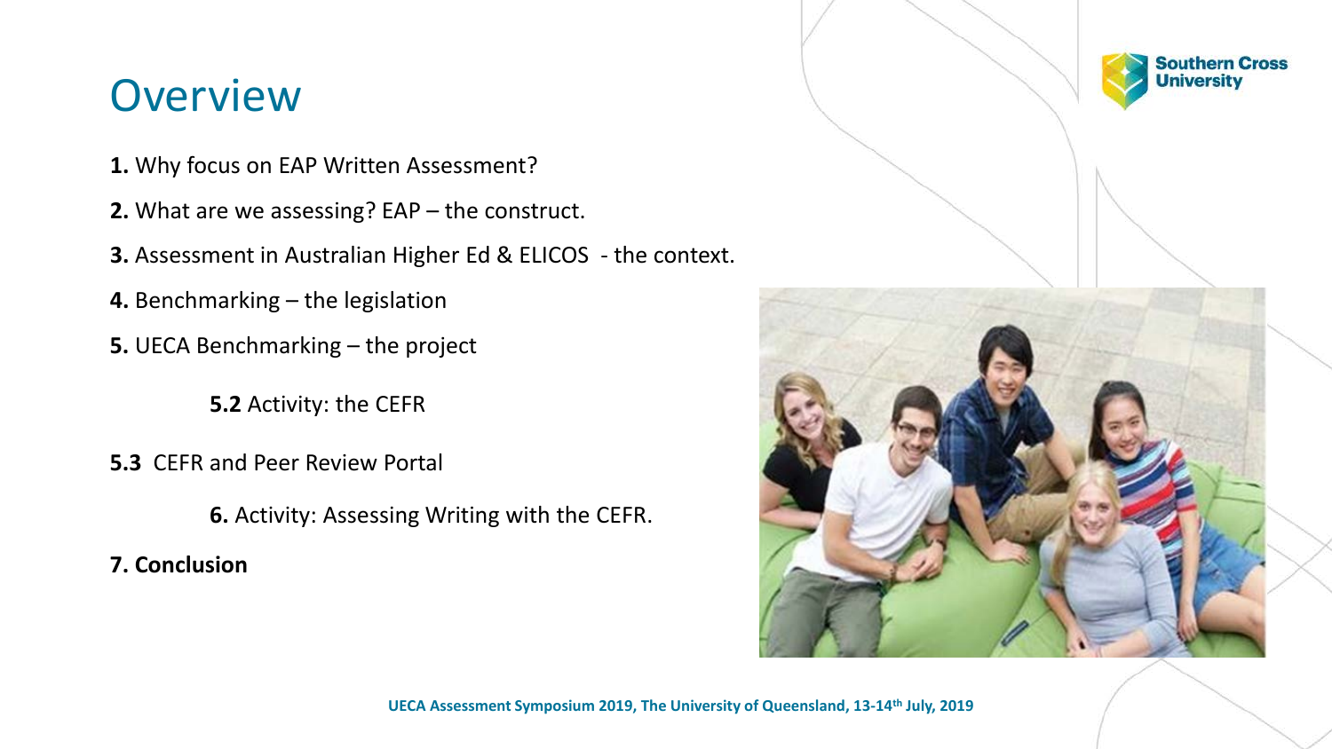# Overview

**1.** Why focus on EAP Written Assessment?

**2.** What are we assessing? EAP – the construct.

**3.** Assessment in Australian Higher Ed & ELICOS - the context.

**4.** Benchmarking – the legislation

**5.** UECA Benchmarking – the project

**5.2** Activity: the CEFR

**5.3** CEFR and Peer Review Portal

**6.** Activity: Assessing Writing with the CEFR.

**7. Conclusion**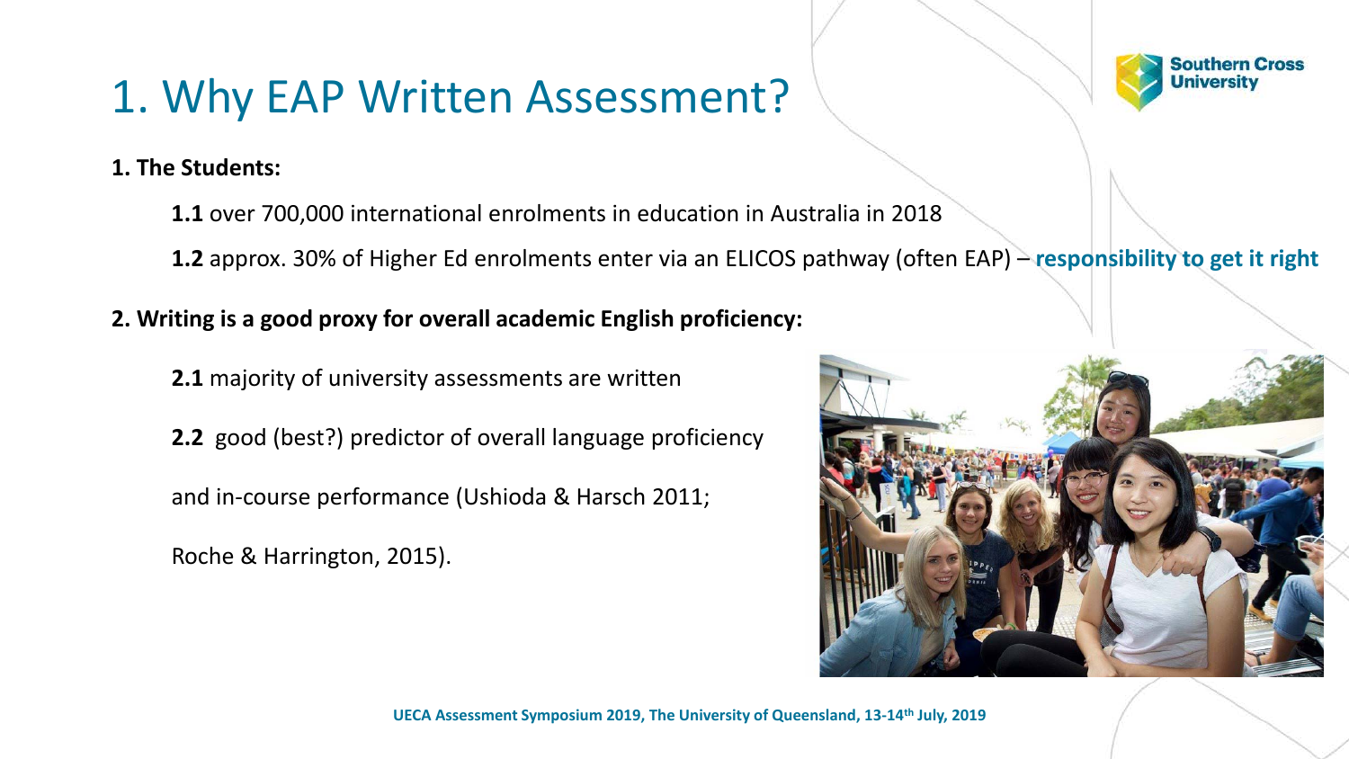# 1. Why EAP Written Assessment?

**1. The Students:**

- **1.1** over 700,000 international enrolments in education in Australia in 2018
- **1.2** approx. 30% of Higher Ed enrolments enter via an ELICOS pathway (often EAP) – **responsibility to get it right**

**2. Writing is a good proxy for overall academic English proficiency:**

- **2.1** majority of university assessments are written
- **2.2** good (best?) predictor of overall language proficiency and in-course performance (Ushioda & Harsch 2011; Roche & Harrington, 2015).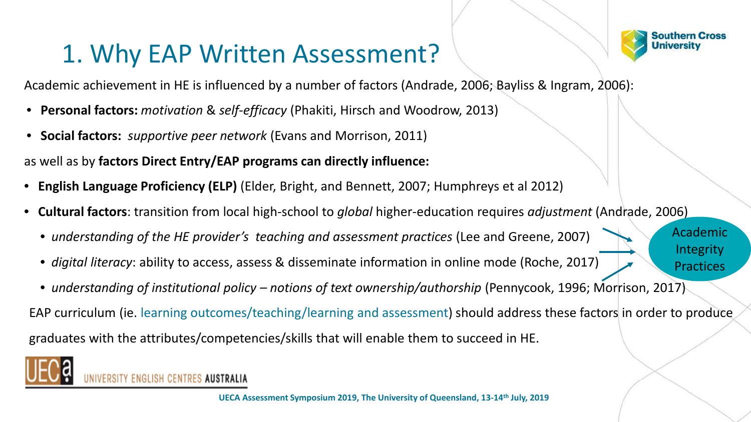# 1. Why EAP Written Assessment?

Academic achievement in HE is influenced by a number of factors (Andrade, 2006; Bayliss & Ingram, 2006):

- **Personal factors:** *motivation* & *self-efficacy* (Phakiti, Hirsch and Woodrow, 2013)
- **Social factors:** *supportive peer network* (Evans and Morrison, 2011)

as well as by **factors Direct Entry/EAP programs can directly influence:**

- **English Language Proficiency (ELP)** (Elder, Bright, and Bennett, 2007; Humphreys et al 2012)
- **Cultural factors**: transition from local high-school to *global* higher-education requires *adjustment* (Andrade, 2006)
  - *understanding of the HE provider's teaching and assessment practices* (Lee and Greene, 2007)
  - *digital literacy*: ability to access, assess & disseminate information in online mode (Roche, 2017)
  - *understanding of institutional policy – notions of text ownership/authorship* (Pennycook, 1996; Morrison, 2017)

→ Academic Integrity Practices

EAP curriculum (ie. learning outcomes/teaching/learning and assessment) should address these factors in order to produce graduates with the attributes/competencies/skills that will enable them to succeed in HE.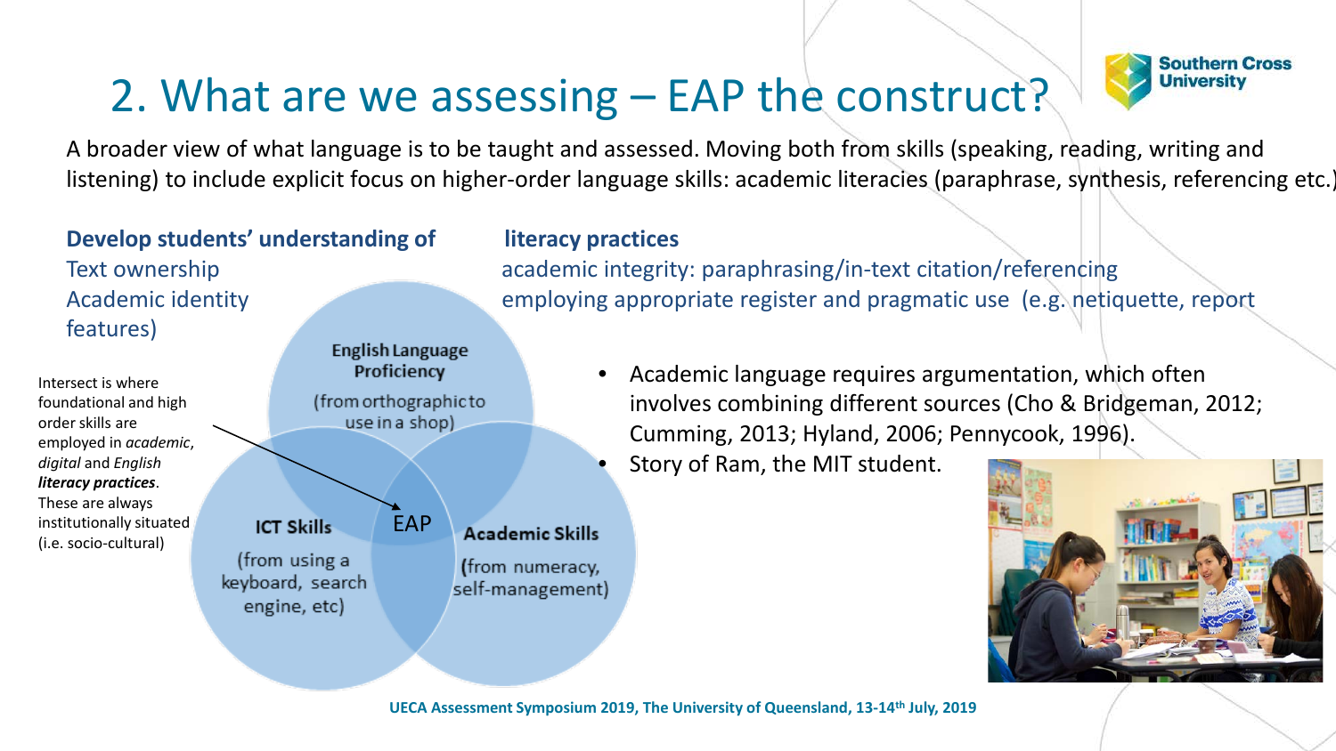# 2. What are we assessing – EAP the construct?

A broader view of what language is to be taught and assessed. Moving both from skills (speaking, reading, writing and listening) to include explicit focus on higher-order language skills: academic literacies (paraphrase, synthesis, referencing etc.)

**Develop students' understanding of literacy practices**

Text ownership
Academic identity
features)

academic integrity: paraphrasing/in-text citation/referencing
employing appropriate register and pragmatic use (e.g. netiquette, report

Intersect is where foundational and high order skills are employed in *academic*, *digital* and English ***literacy practices***. These are always institutionally situated (i.e. socio-cultural)

**English Language Proficiency**
(from orthographic to use in a shop)

**ICT Skills**
(from using a keyboard, search engine, etc)

**Academic Skills**
(from numeracy, self-management)

EAP

- Academic language requires argumentation, which often involves combining different sources (Cho & Bridgeman, 2012; Cumming, 2013; Hyland, 2006; Pennycook, 1996).
- Story of Ram, the MIT student.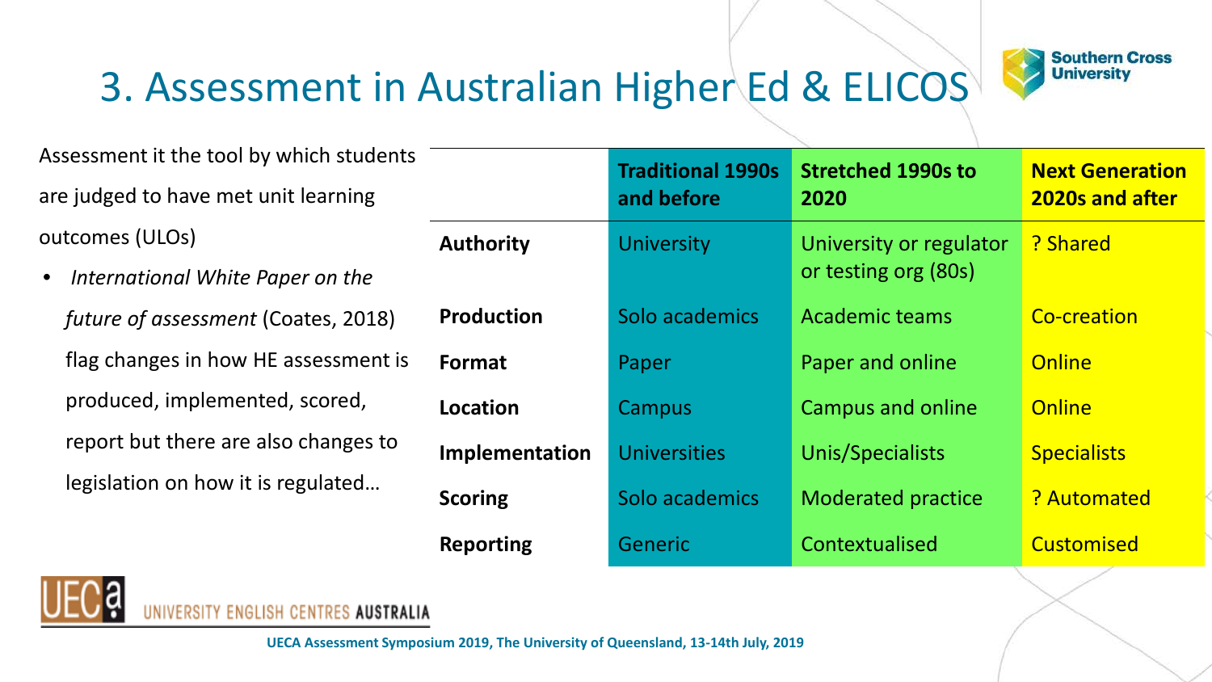# 3. Assessment in Australian Higher Ed & ELICOS

Assessment it the tool by which students are judged to have met unit learning outcomes (ULOs)

- *International White Paper on the future of assessment* (Coates, 2018) flag changes in how HE assessment is produced, implemented, scored, report but there are also changes to legislation on how it is regulated…

| | Traditional 1990s and before | Stretched 1990s to 2020 | Next Generation 2020s and after |
|---|---|---|---|
| **Authority** | University | University or regulator or testing org (80s) | ? Shared |
| **Production** | Solo academics | Academic teams | Co-creation |
| **Format** | Paper | Paper and online | Online |
| **Location** | Campus | Campus and online | Online |
| **Implementation** | Universities | Unis/Specialists | Specialists |
| **Scoring** | Solo academics | Moderated practice | ? Automated |
| **Reporting** | Generic | Contextualised | Customised |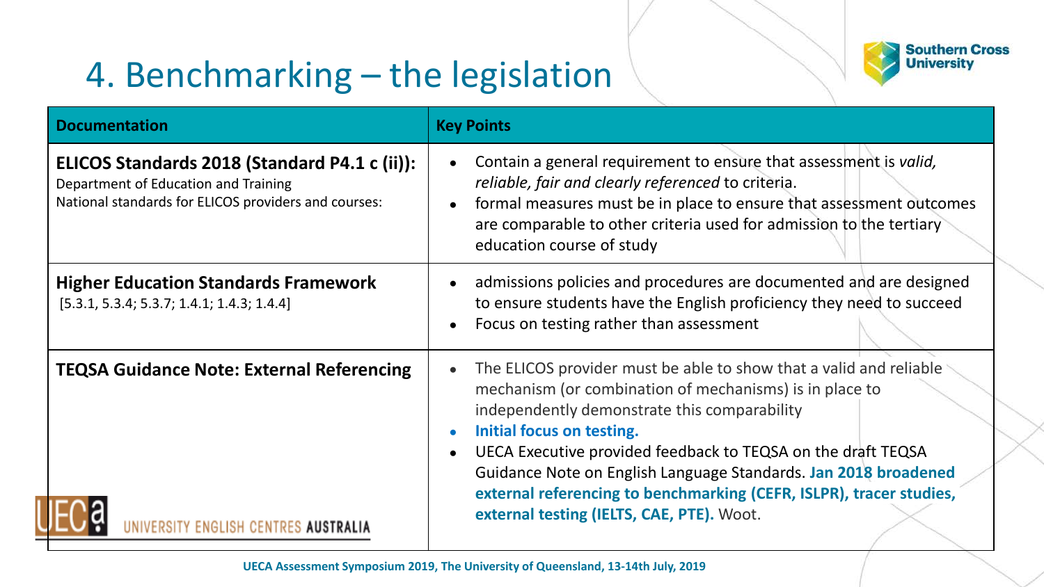# 4. Benchmarking – the legislation

| Documentation | Key Points |
| --- | --- |
| **ELICOS Standards 2018 (Standard P4.1 c (ii)):** Department of Education and Training National standards for ELICOS providers and courses: | • Contain a general requirement to ensure that assessment is *valid, reliable, fair and clearly referenced* to criteria.<br>• formal measures must be in place to ensure that assessment outcomes are comparable to other criteria used for admission to the tertiary education course of study |
| **Higher Education Standards Framework** [5.3.1, 5.3.4; 5.3.7; 1.4.1; 1.4.3; 1.4.4] | • admissions policies and procedures are documented and are designed to ensure students have the English proficiency they need to succeed<br>• Focus on testing rather than assessment |
| **TEQSA Guidance Note: External Referencing** | • The ELICOS provider must be able to show that a valid and reliable mechanism (or combination of mechanisms) is in place to independently demonstrate this comparability<br>• **Initial focus on testing.**<br>• UECA Executive provided feedback to TEQSA on the draft TEQSA Guidance Note on English Language Standards. **Jan 2018 broadened external referencing to benchmarking (CEFR, ISLPR), tracer studies, external testing (IELTS, CAE, PTE).** Woot. |

UECA Assessment Symposium 2019, The University of Queensland, 13-14th July, 2019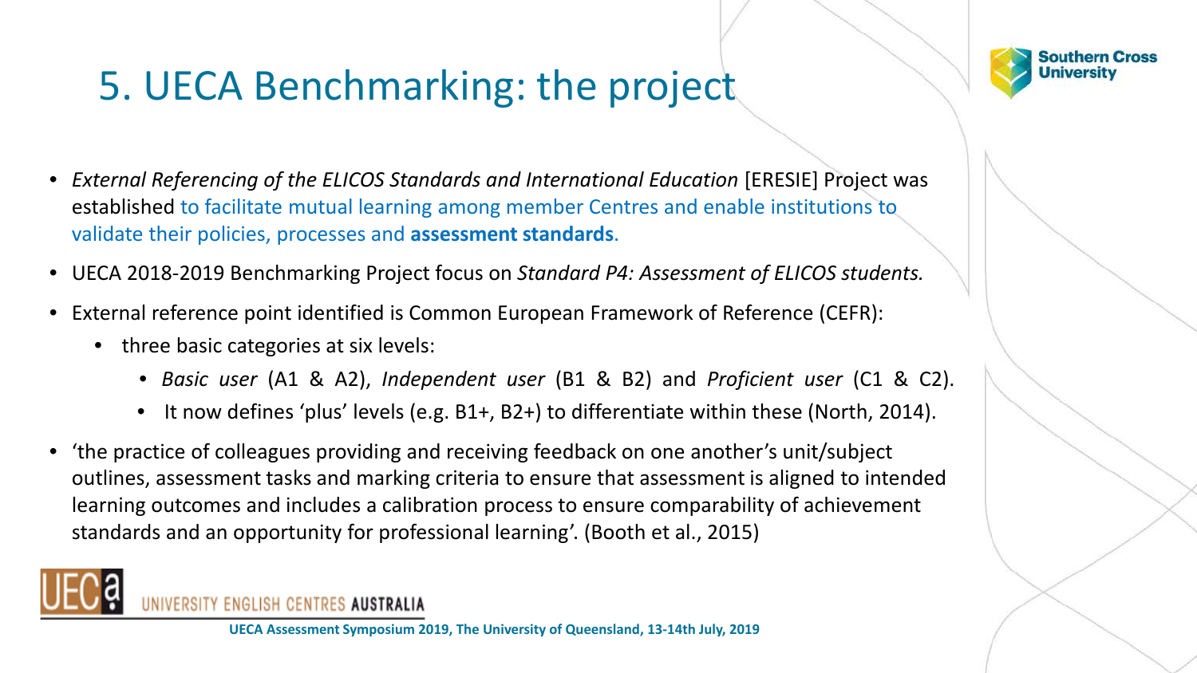# 5. UECA Benchmarking: the project

- *External Referencing of the ELICOS Standards and International Education* [ERESIE] Project was established to facilitate mutual learning among member Centres and enable institutions to validate their policies, processes and **assessment standards**.
- UECA 2018-2019 Benchmarking Project focus on *Standard P4: Assessment of ELICOS students.*
- External reference point identified is Common European Framework of Reference (CEFR):
  - three basic categories at six levels:
    - *Basic user* (A1 & A2), *Independent user* (B1 & B2) and *Proficient user* (C1 & C2).
    - It now defines 'plus' levels (e.g. B1+, B2+) to differentiate within these (North, 2014).
- 'the practice of colleagues providing and receiving feedback on one another's unit/subject outlines, assessment tasks and marking criteria to ensure that assessment is aligned to intended learning outcomes and includes a calibration process to ensure comparability of achievement standards and an opportunity for professional learning'. (Booth et al., 2015)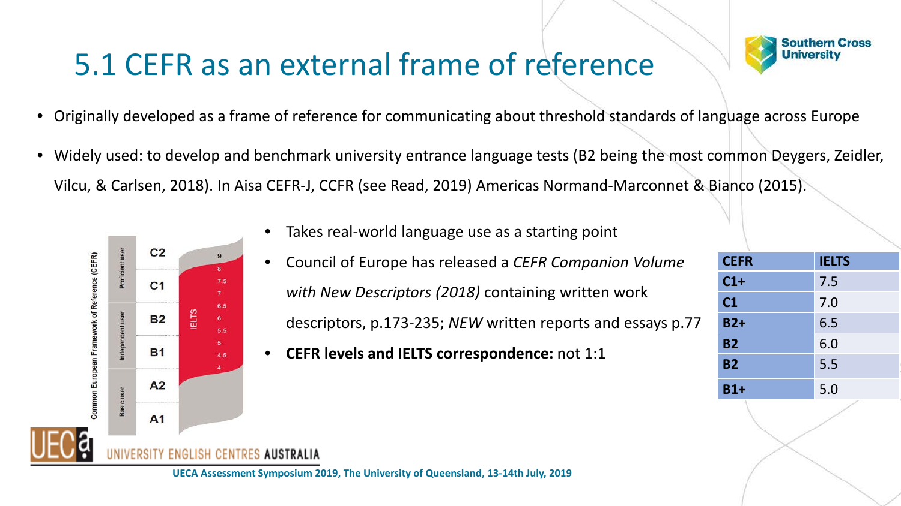# 5.1 CEFR as an external frame of reference

- Originally developed as a frame of reference for communicating about threshold standards of language across Europe
- Widely used: to develop and benchmark university entrance language tests (B2 being the most common Deygers, Zeidler, Vilcu, & Carlsen, 2018). In Aisa CEFR-J, CCFR (see Read, 2019) Americas Normand-Marconnet & Bianco (2015).

- Takes real-world language use as a starting point
- Council of Europe has released a *CEFR Companion Volume with New Descriptors (2018)* containing written work descriptors, p.173-235; *NEW* written reports and essays p.77
- **CEFR levels and IELTS correspondence:** not 1:1

| CEFR | IELTS |
| --- | --- |
| C1+ | 7.5 |
| C1 | 7.0 |
| B2+ | 6.5 |
| B2 | 6.0 |
| B2 | 5.5 |
| B1+ | 5.0 |

Common European Framework of Reference (CEFR)

| | CEFR | IELTS |
| --- | --- | --- |
| Proficient user | C2 | 9 |
| Proficient user | C1 | 8, 7.5, 7 |
| Independent user | B2 | 6.5, 6, 5.5 |
| Independent user | B1 | 5, 4.5, 4 |
| Basic user | A2 | |
| Basic user | A1 | |

UECA Assessment Symposium 2019, The University of Queensland, 13-14th July, 2019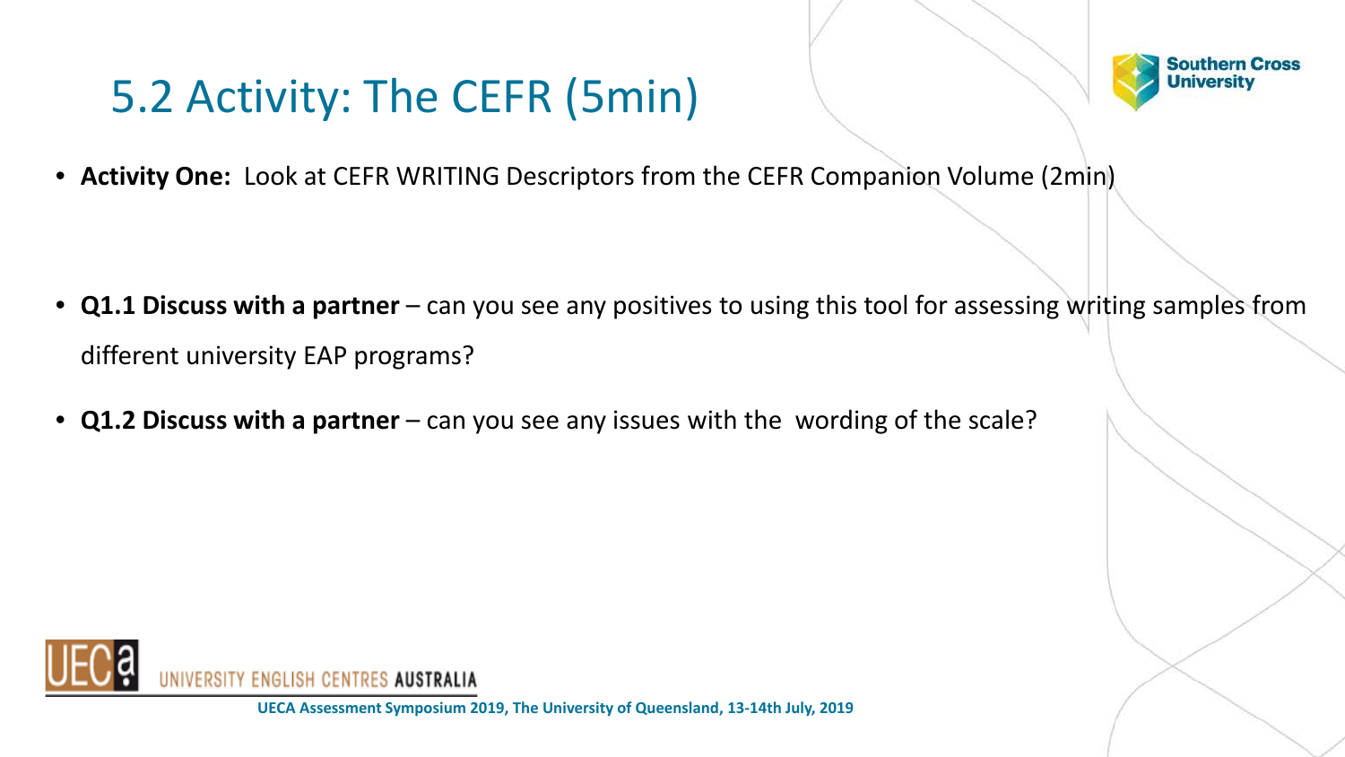# 5.2 Activity: The CEFR (5min)

- **Activity One:** Look at CEFR WRITING Descriptors from the CEFR Companion Volume (2min)

- **Q1.1 Discuss with a partner** – can you see any positives to using this tool for assessing writing samples from different university EAP programs?
- **Q1.2 Discuss with a partner** – can you see any issues with the wording of the scale?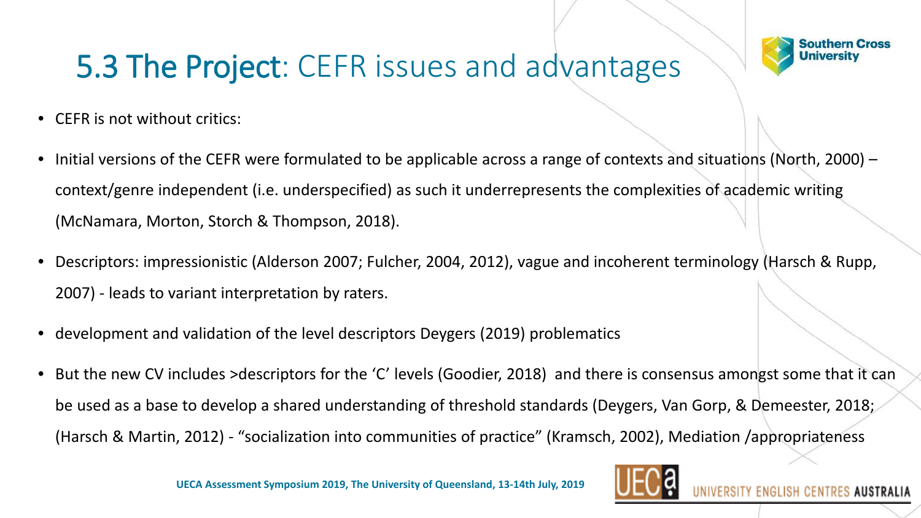# 5.3 The Project: CEFR issues and advantages

- CEFR is not without critics:
- Initial versions of the CEFR were formulated to be applicable across a range of contexts and situations (North, 2000) – context/genre independent (i.e. underspecified) as such it underrepresents the complexities of academic writing (McNamara, Morton, Storch & Thompson, 2018).
- Descriptors: impressionistic (Alderson 2007; Fulcher, 2004, 2012), vague and incoherent terminology (Harsch & Rupp, 2007) - leads to variant interpretation by raters.
- development and validation of the level descriptors Deygers (2019) problematics
- But the new CV includes >descriptors for the 'C' levels (Goodier, 2018) and there is consensus amongst some that it can be used as a base to develop a shared understanding of threshold standards (Deygers, Van Gorp, & Demeester, 2018; (Harsch & Martin, 2012) - "socialization into communities of practice" (Kramsch, 2002), Mediation /appropriateness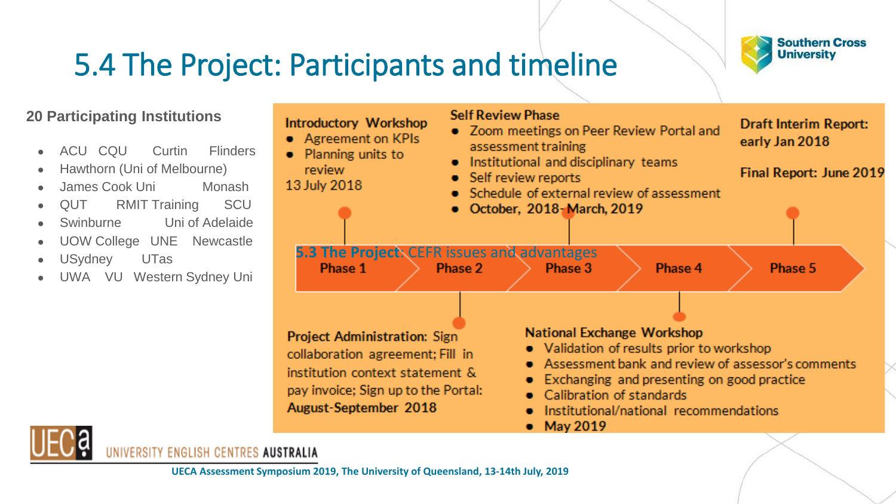# 5.4 The Project: Participants and timeline

**20 Participating Institutions**

- ACU CQU Curtin Flinders
- Hawthorn (Uni of Melbourne)
- James Cook Uni Monash
- QUT RMIT Training SCU
- Swinburne Uni of Adelaide
- UOW College UNE Newcastle
- USydney UTas
- UWA VU Western Sydney Uni

**Introductory Workshop**
- Agreement on KPIs
- Planning units to review

13 July 2018

**Self Review Phase**
- Zoom meetings on Peer Review Portal and assessment training
- Institutional and disciplinary teams
- Self review reports
- Schedule of external review of assessment
- **October, 2018- March, 2019**

**Draft Interim Report: early Jan 2018**

**Final Report: June 2019**

5.3 The Project: CEFR issues and advantages

**Phase 1** → **Phase 2** → **Phase 3** → **Phase 4** → **Phase 5**

**Project Administration:** Sign collaboration agreement; Fill in institution context statement & pay invoice; Sign up to the Portal: **August-September 2018**

**National Exchange Workshop**
- Validation of results prior to workshop
- Assessment bank and review of assessor's comments
- Exchanging and presenting on good practice
- Calibration of standards
- Institutional/national recommendations
- **May 2019**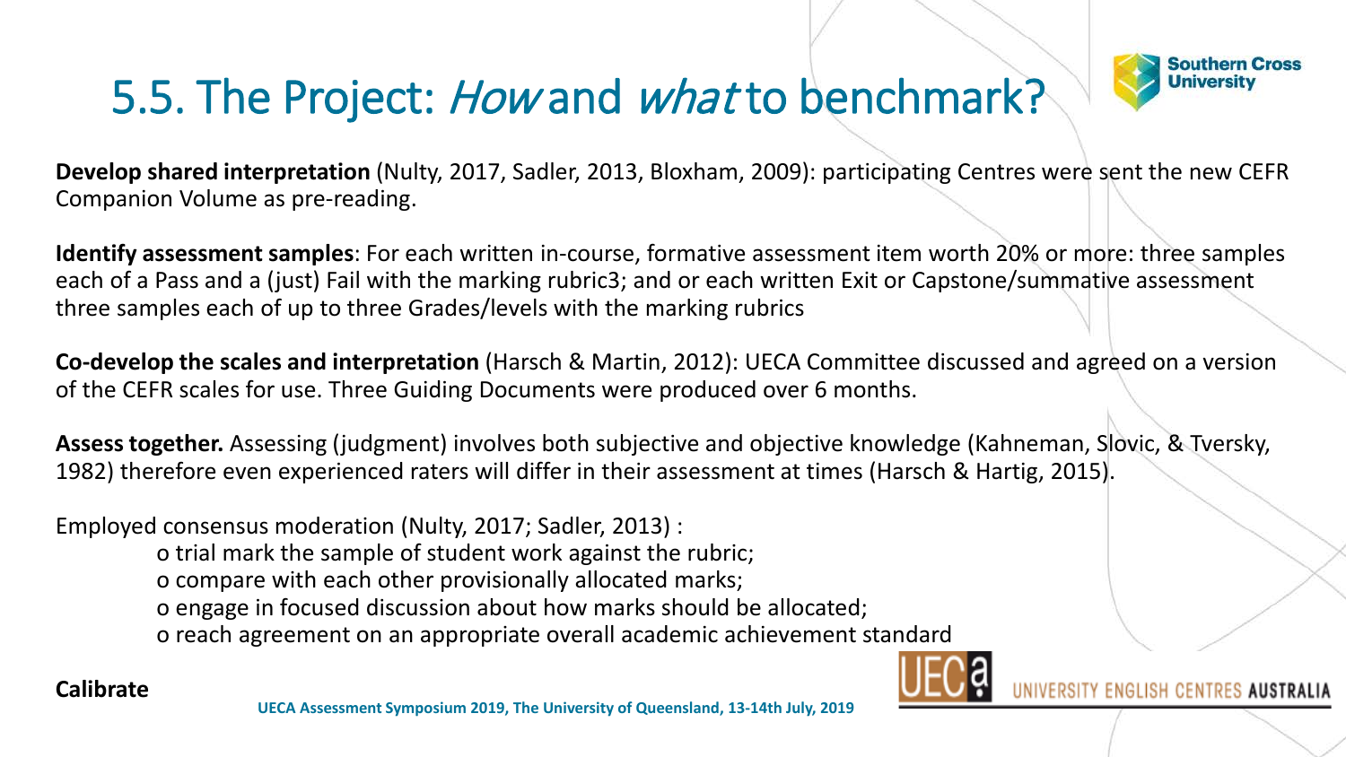# 5.5. The Project: *How* and *what* to benchmark?

**Develop shared interpretation** (Nulty, 2017, Sadler, 2013, Bloxham, 2009): participating Centres were sent the new CEFR Companion Volume as pre-reading.

**Identify assessment samples**: For each written in-course, formative assessment item worth 20% or more: three samples each of a Pass and a (just) Fail with the marking rubric3; and or each written Exit or Capstone/summative assessment three samples each of up to three Grades/levels with the marking rubrics

**Co-develop the scales and interpretation** (Harsch & Martin, 2012): UECA Committee discussed and agreed on a version of the CEFR scales for use. Three Guiding Documents were produced over 6 months.

**Assess together.** Assessing (judgment) involves both subjective and objective knowledge (Kahneman, Slovic, & Tversky, 1982) therefore even experienced raters will differ in their assessment at times (Harsch & Hartig, 2015).

Employed consensus moderation (Nulty, 2017; Sadler, 2013) :

- trial mark the sample of student work against the rubric;
- compare with each other provisionally allocated marks;
- engage in focused discussion about how marks should be allocated;
- reach agreement on an appropriate overall academic achievement standard

**Calibrate**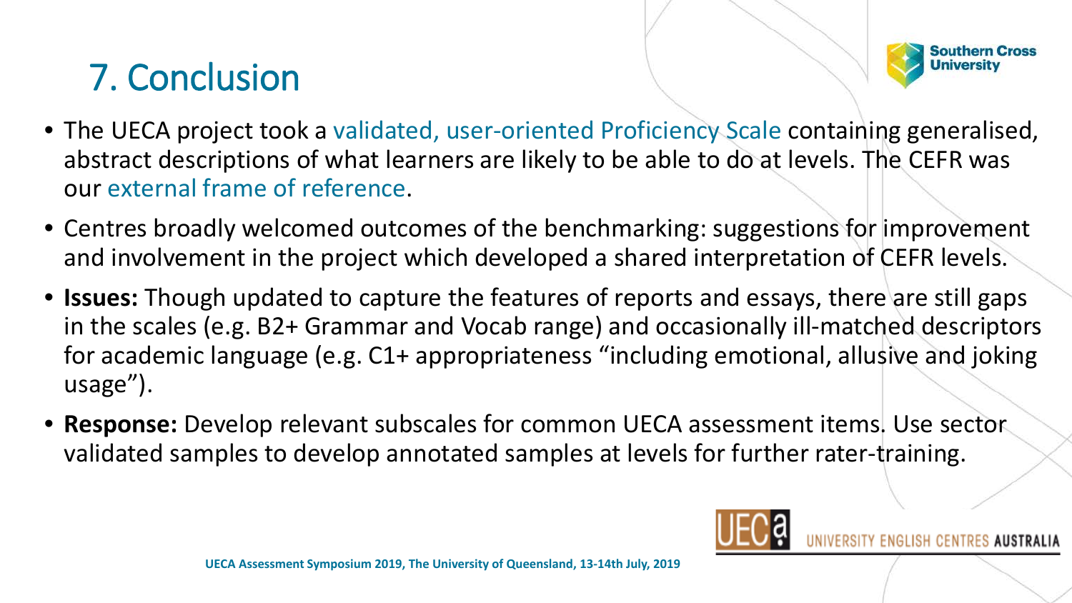# 7. Conclusion

- The UECA project took a validated, user-oriented Proficiency Scale containing generalised, abstract descriptions of what learners are likely to be able to do at levels. The CEFR was our external frame of reference.
- Centres broadly welcomed outcomes of the benchmarking: suggestions for improvement and involvement in the project which developed a shared interpretation of CEFR levels.
- **Issues:** Though updated to capture the features of reports and essays, there are still gaps in the scales (e.g. B2+ Grammar and Vocab range) and occasionally ill-matched descriptors for academic language (e.g. C1+ appropriateness "including emotional, allusive and joking usage").
- **Response:** Develop relevant subscales for common UECA assessment items. Use sector validated samples to develop annotated samples at levels for further rater-training.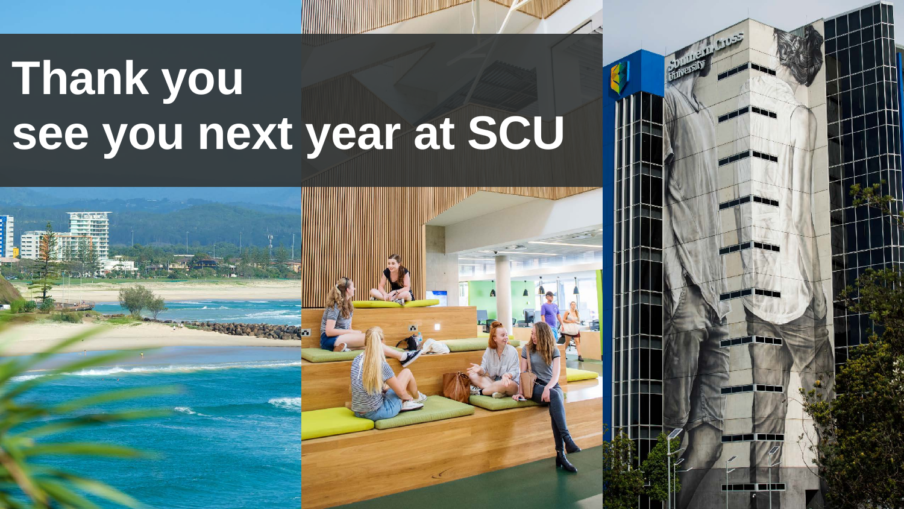# Thank you
# see you next year at SCU